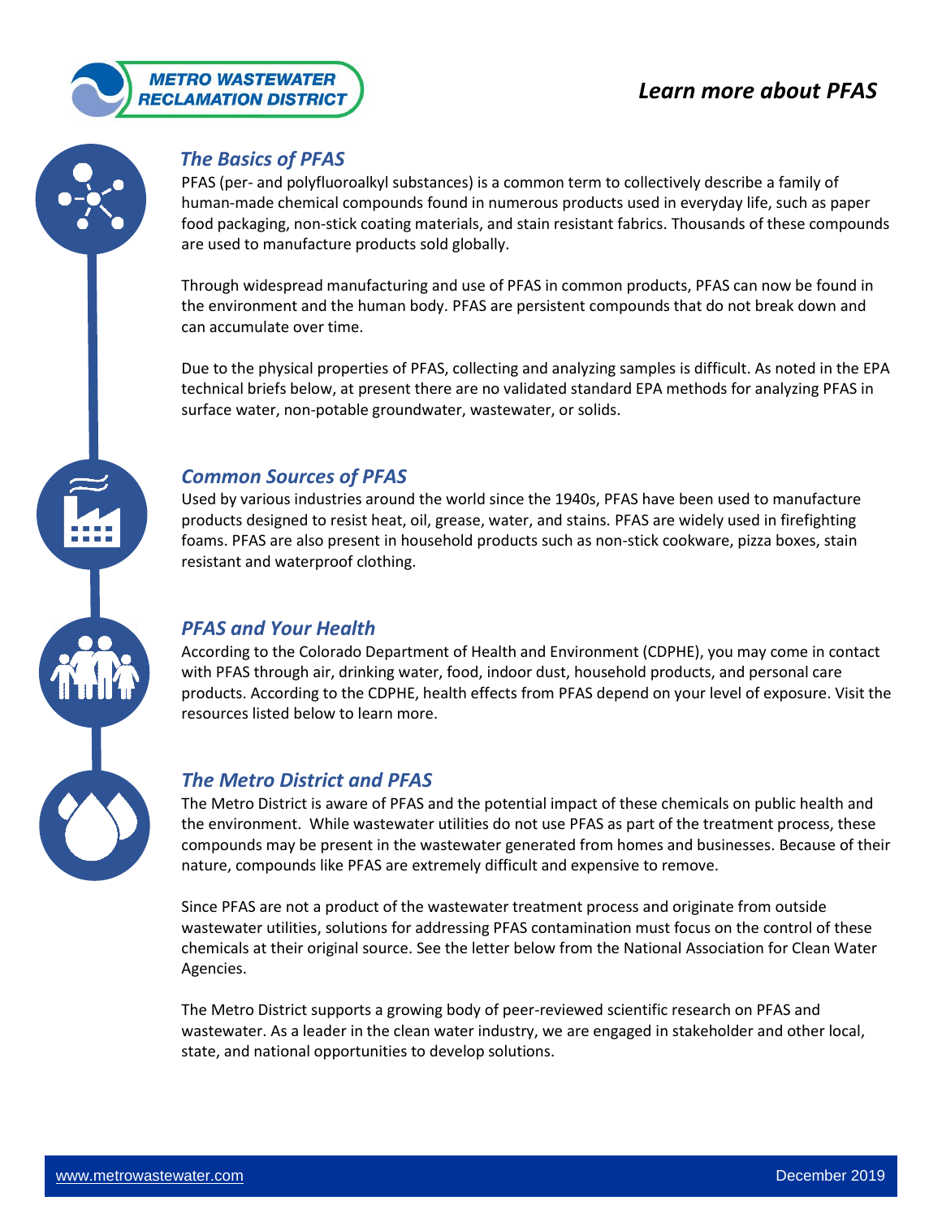**METRO WASTEWATER RECLAMATION DISTRICT**

# *Learn more about PFAS*

## *The Basics of PFAS*

PFAS (per- and polyfluoroalkyl substances) is a common term to collectively describe a family of human-made chemical compounds found in numerous products used in everyday life, such as paper food packaging, non-stick coating materials, and stain resistant fabrics. Thousands of these compounds are used to manufacture products sold globally.

Through widespread manufacturing and use of PFAS in common products, PFAS can now be found in the environment and the human body. PFAS are persistent compounds that do not break down and can accumulate over time.

Due to the physical properties of PFAS, collecting and analyzing samples is difficult. As noted in the EPA technical briefs below, at present there are no validated standard EPA methods for analyzing PFAS in surface water, non-potable groundwater, wastewater, or solids.

## *Common Sources of PFAS*

Used by various industries around the world since the 1940s, PFAS have been used to manufacture products designed to resist heat, oil, grease, water, and stains. PFAS are widely used in firefighting foams. PFAS are also present in household products such as non-stick cookware, pizza boxes, stain resistant and waterproof clothing.

## *PFAS and Your Health*

According to the Colorado Department of Health and Environment (CDPHE), you may come in contact with PFAS through air, drinking water, food, indoor dust, household products, and personal care products. According to the CDPHE, health effects from PFAS depend on your level of exposure. Visit the resources listed below to learn more.

## *The Metro District and PFAS*

The Metro District is aware of PFAS and the potential impact of these chemicals on public health and the environment. While wastewater utilities do not use PFAS as part of the treatment process, these compounds may be present in the wastewater generated from homes and businesses. Because of their nature, compounds like PFAS are extremely difficult and expensive to remove.

Since PFAS are not a product of the wastewater treatment process and originate from outside wastewater utilities, solutions for addressing PFAS contamination must focus on the control of these chemicals at their original source. See the letter below from the National Association for Clean Water Agencies.

The Metro District supports a growing body of peer-reviewed scientific research on PFAS and wastewater. As a leader in the clean water industry, we are engaged in stakeholder and other local, state, and national opportunities to develop solutions.

www.metrowastewater.com December 2019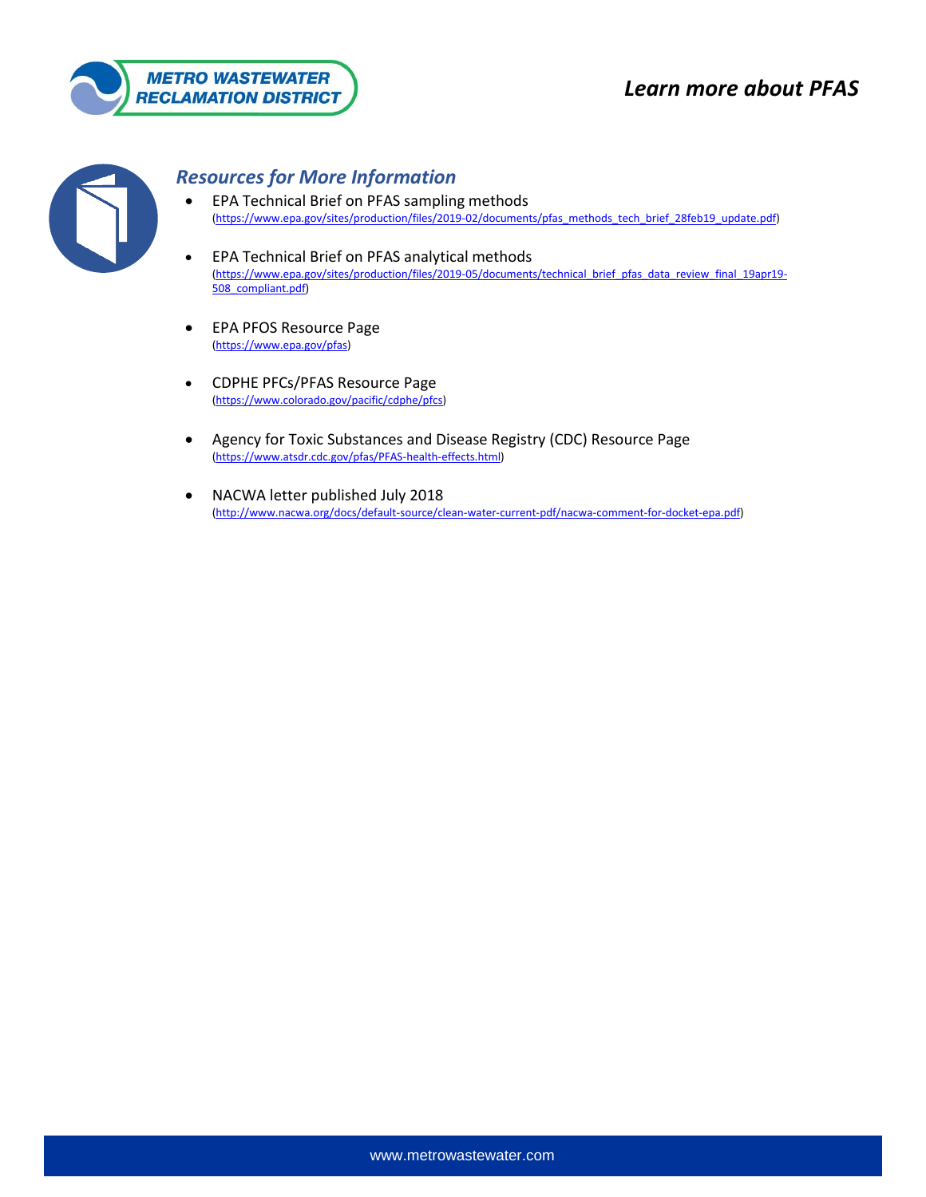# Learn more about PFAS

## *Resources for More Information*

- EPA Technical Brief on PFAS sampling methods
  (https://www.epa.gov/sites/production/files/2019-02/documents/pfas_methods_tech_brief_28feb19_update.pdf)

- EPA Technical Brief on PFAS analytical methods
  (https://www.epa.gov/sites/production/files/2019-05/documents/technical_brief_pfas_data_review_final_19apr19-508_compliant.pdf)

- EPA PFOS Resource Page
  (https://www.epa.gov/pfas)

- CDPHE PFCs/PFAS Resource Page
  (https://www.colorado.gov/pacific/cdphe/pfcs)

- Agency for Toxic Substances and Disease Registry (CDC) Resource Page
  (https://www.atsdr.cdc.gov/pfas/PFAS-health-effects.html)

- NACWA letter published July 2018
  (http://www.nacwa.org/docs/default-source/clean-water-current-pdf/nacwa-comment-for-docket-epa.pdf)